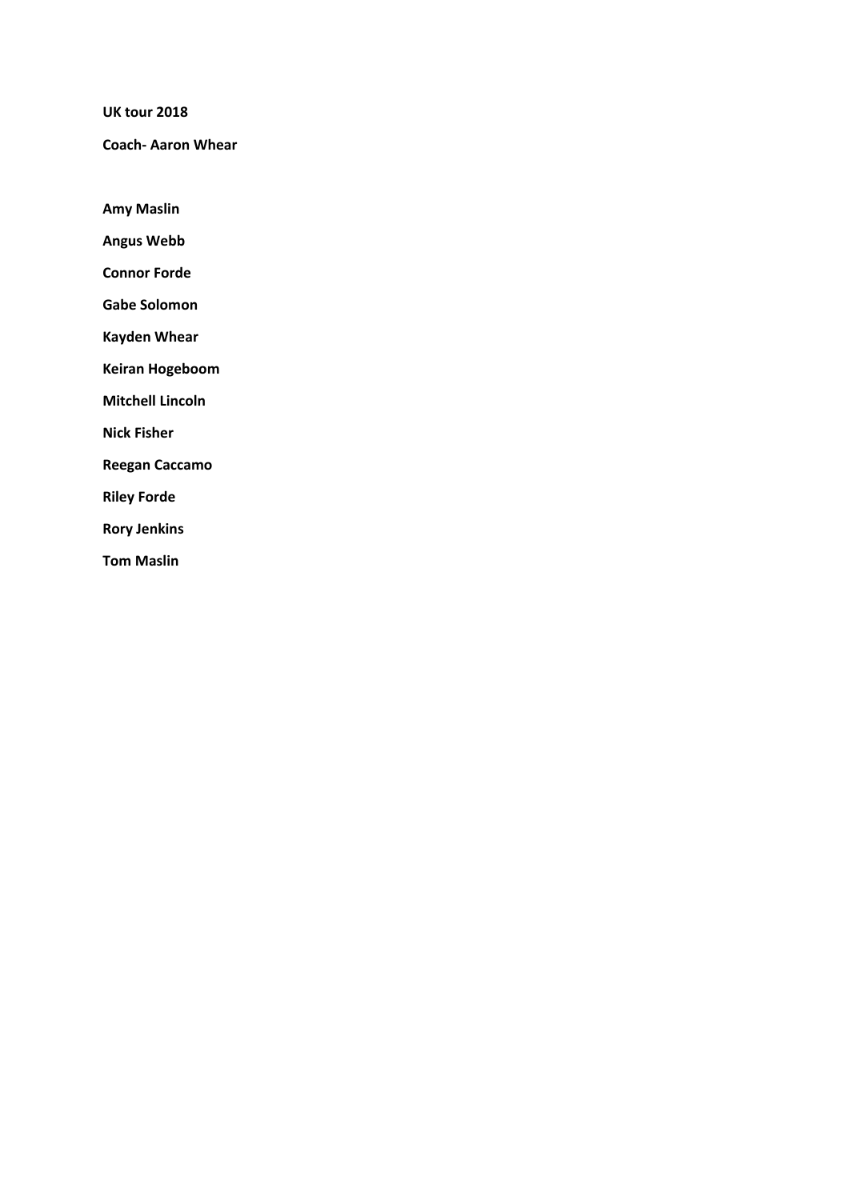**UK tour 2018**

**Coach- Aaron Whear**

**Amy Maslin**

**Angus Webb**

**Connor Forde**

**Gabe Solomon**

**Kayden Whear**

**Keiran Hogeboom**

**Mitchell Lincoln**

**Nick Fisher**

**Reegan Caccamo**

**Riley Forde**

**Rory Jenkins**

**Tom Maslin**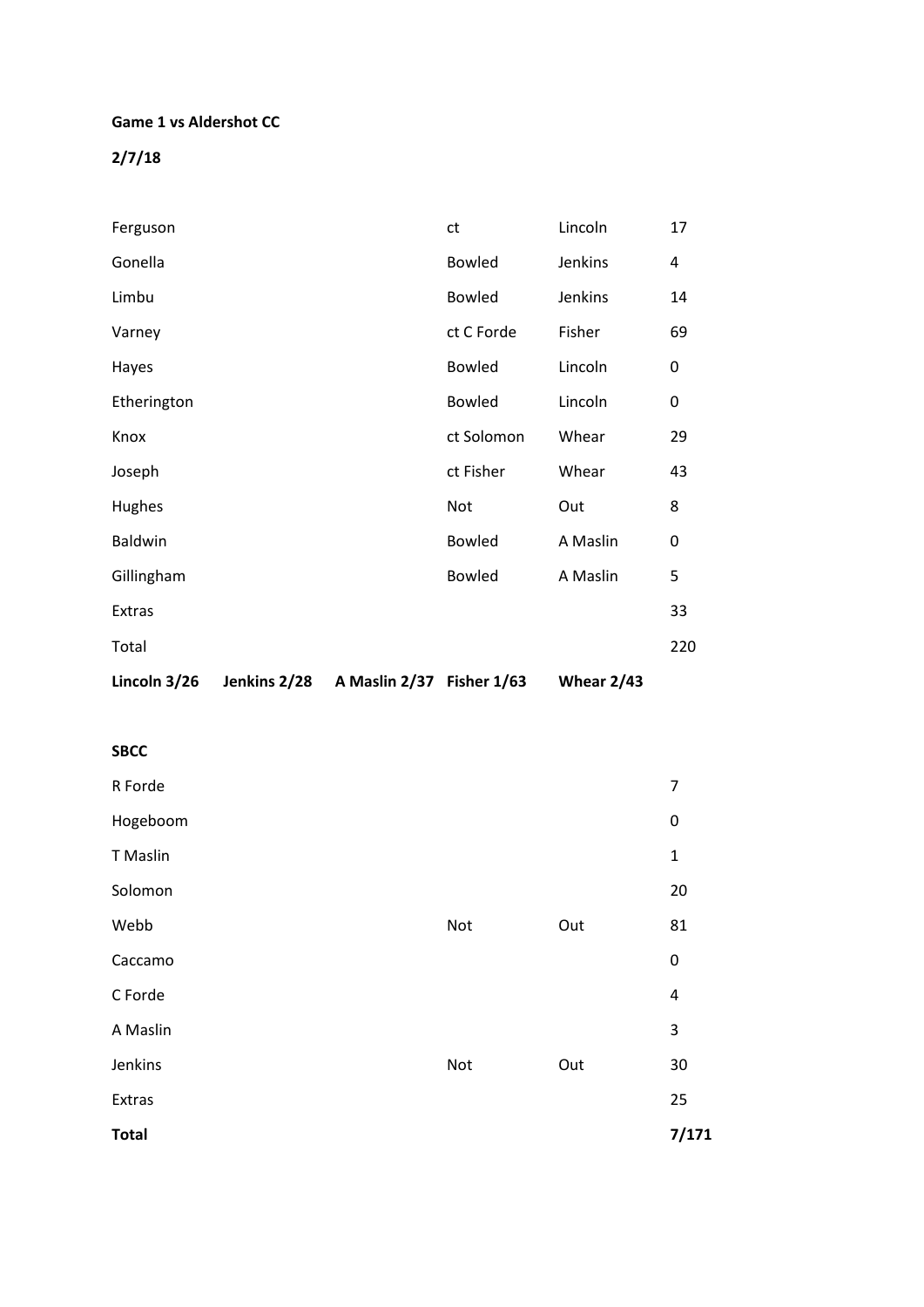**Game 1 vs Aldershot CC**

**2/7/18**

| | | | |
|---|---|---|---|
| Ferguson | ct | Lincoln | 17 |
| Gonella | Bowled | Jenkins | 4 |
| Limbu | Bowled | Jenkins | 14 |
| Varney | ct C Forde | Fisher | 69 |
| Hayes | Bowled | Lincoln | 0 |
| Etherington | Bowled | Lincoln | 0 |
| Knox | ct Solomon | Whear | 29 |
| Joseph | ct Fisher | Whear | 43 |
| Hughes | Not | Out | 8 |
| Baldwin | Bowled | A Maslin | 0 |
| Gillingham | Bowled | A Maslin | 5 |
| Extras | | | 33 |
| Total | | | 220 |

**Lincoln 3/26 Jenkins 2/28 A Maslin 2/37 Fisher 1/63 Whear 2/43**

**SBCC**

| | | | |
|---|---|---|---|
| R Forde | | | 7 |
| Hogeboom | | | 0 |
| T Maslin | | | 1 |
| Solomon | | | 20 |
| Webb | Not | Out | 81 |
| Caccamo | | | 0 |
| C Forde | | | 4 |
| A Maslin | | | 3 |
| Jenkins | Not | Out | 30 |
| Extras | | | 25 |
| **Total** | | | **7/171** |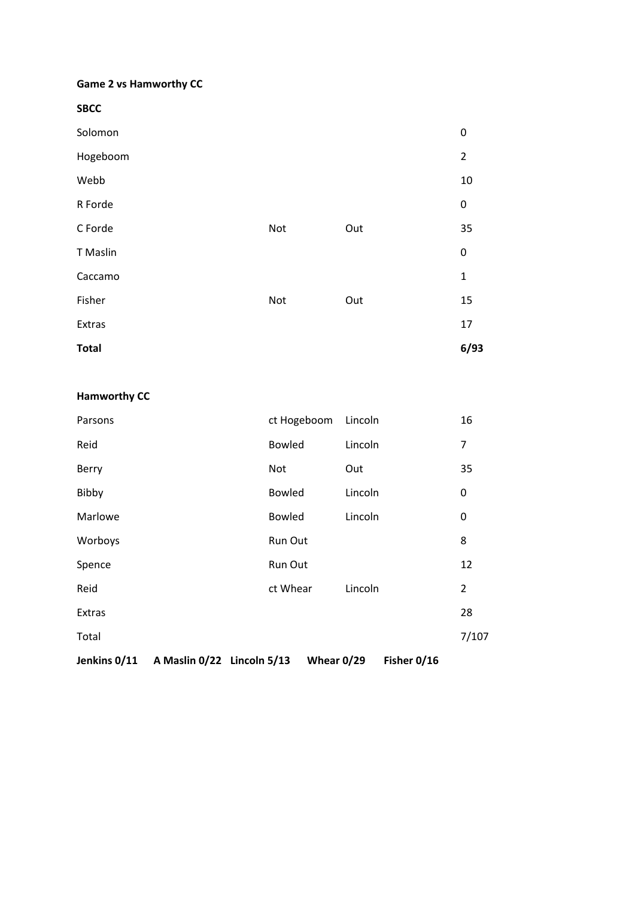**Game 2 vs Hamworthy CC**

**SBCC**

| | | | |
|---|---|---|---|
| Solomon | | | 0 |
| Hogeboom | | | 2 |
| Webb | | | 10 |
| R Forde | | | 0 |
| C Forde | Not | Out | 35 |
| T Maslin | | | 0 |
| Caccamo | | | 1 |
| Fisher | Not | Out | 15 |
| Extras | | | 17 |
| **Total** | | | **6/93** |

**Hamworthy CC**

| | | | |
|---|---|---|---|
| Parsons | ct Hogeboom | Lincoln | 16 |
| Reid | Bowled | Lincoln | 7 |
| Berry | Not | Out | 35 |
| Bibby | Bowled | Lincoln | 0 |
| Marlowe | Bowled | Lincoln | 0 |
| Worboys | Run Out | | 8 |
| Spence | Run Out | | 12 |
| Reid | ct Whear | Lincoln | 2 |
| Extras | | | 28 |
| Total | | | 7/107 |

**Jenkins 0/11 A Maslin 0/22 Lincoln 5/13 Whear 0/29 Fisher 0/16**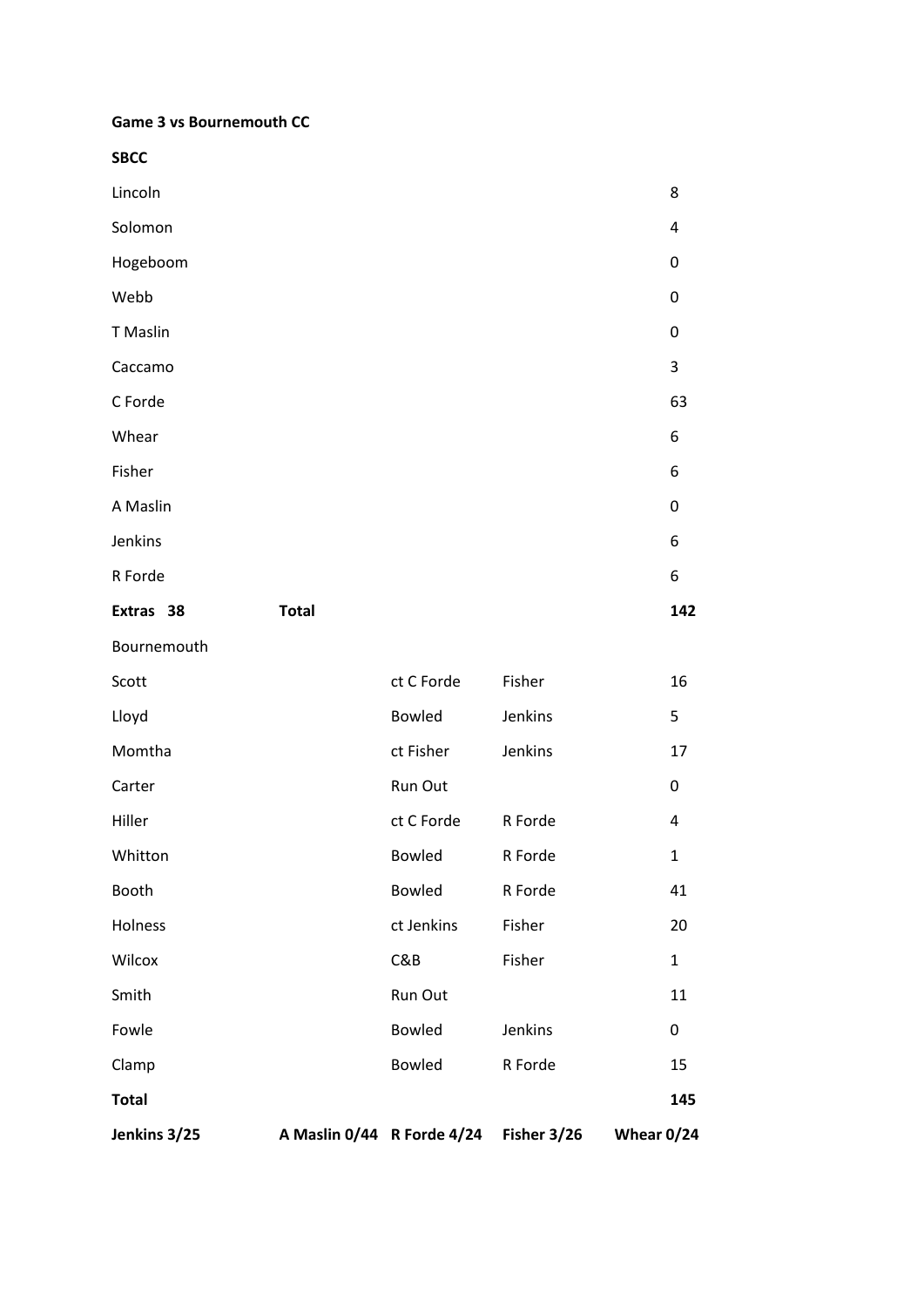**Game 3 vs Bournemouth CC**

**SBCC**

| | | | | |
|---|---|---|---|---|
| Lincoln | | | | 8 |
| Solomon | | | | 4 |
| Hogeboom | | | | 0 |
| Webb | | | | 0 |
| T Maslin | | | | 0 |
| Caccamo | | | | 3 |
| C Forde | | | | 63 |
| Whear | | | | 6 |
| Fisher | | | | 6 |
| A Maslin | | | | 0 |
| Jenkins | | | | 6 |
| R Forde | | | | 6 |
| **Extras 38** | **Total** | | | **142** |
| Bournemouth | | | | |
| Scott | | ct C Forde | Fisher | 16 |
| Lloyd | | Bowled | Jenkins | 5 |
| Momtha | | ct Fisher | Jenkins | 17 |
| Carter | | Run Out | | 0 |
| Hiller | | ct C Forde | R Forde | 4 |
| Whitton | | Bowled | R Forde | 1 |
| Booth | | Bowled | R Forde | 41 |
| Holness | | ct Jenkins | Fisher | 20 |
| Wilcox | | C&B | Fisher | 1 |
| Smith | | Run Out | | 11 |
| Fowle | | Bowled | Jenkins | 0 |
| Clamp | | Bowled | R Forde | 15 |
| **Total** | | | | **145** |
| **Jenkins 3/25** | **A Maslin 0/44** | **R Forde 4/24** | **Fisher 3/26** | **Whear 0/24** |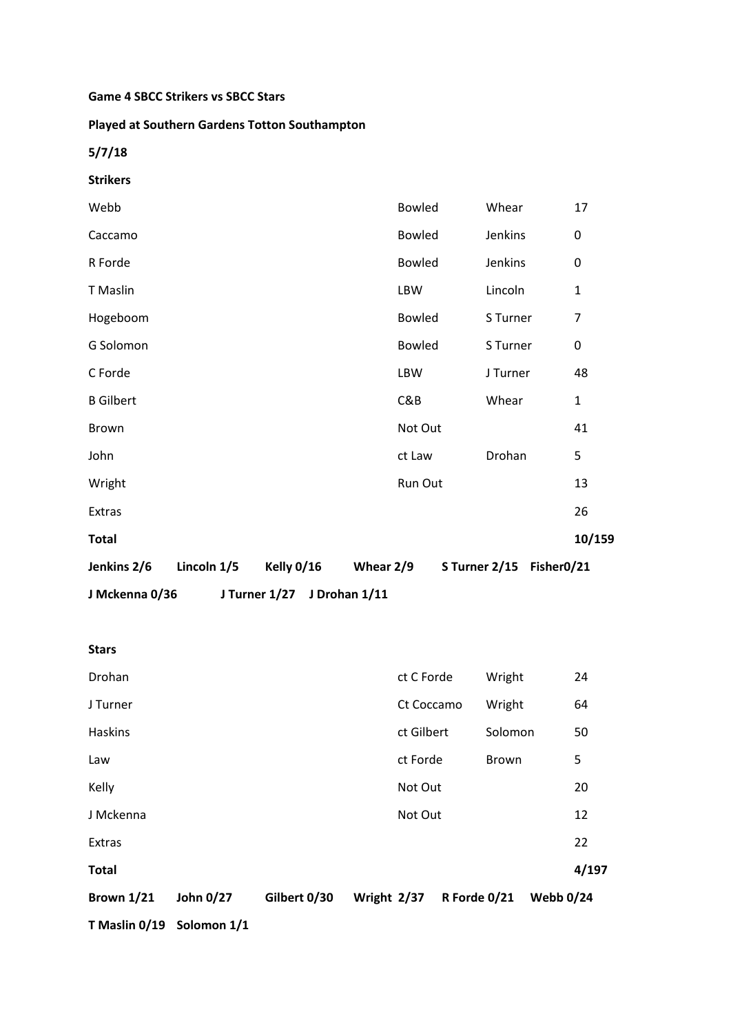**Game 4 SBCC Strikers vs SBCC Stars**

**Played at Southern Gardens Totton Southampton**

**5/7/18**

**Strikers**

| | | | |
|---|---|---|---|
| Webb | Bowled | Whear | 17 |
| Caccamo | Bowled | Jenkins | 0 |
| R Forde | Bowled | Jenkins | 0 |
| T Maslin | LBW | Lincoln | 1 |
| Hogeboom | Bowled | S Turner | 7 |
| G Solomon | Bowled | S Turner | 0 |
| C Forde | LBW | J Turner | 48 |
| B Gilbert | C&B | Whear | 1 |
| Brown | Not Out | | 41 |
| John | ct Law | Drohan | 5 |
| Wright | Run Out | | 13 |
| Extras | | | 26 |
| **Total** | | | **10/159** |

**Jenkins 2/6 Lincoln 1/5 Kelly 0/16 Whear 2/9 S Turner 2/15 Fisher0/21**

**J Mckenna 0/36 J Turner 1/27 J Drohan 1/11**

**Stars**

| | | | |
|---|---|---|---|
| Drohan | ct C Forde | Wright | 24 |
| J Turner | Ct Coccamo | Wright | 64 |
| Haskins | ct Gilbert | Solomon | 50 |
| Law | ct Forde | Brown | 5 |
| Kelly | Not Out | | 20 |
| J Mckenna | Not Out | | 12 |
| Extras | | | 22 |
| **Total** | | | **4/197** |

**Brown 1/21 John 0/27 Gilbert 0/30 Wright 2/37 R Forde 0/21 Webb 0/24**

**T Maslin 0/19 Solomon 1/1**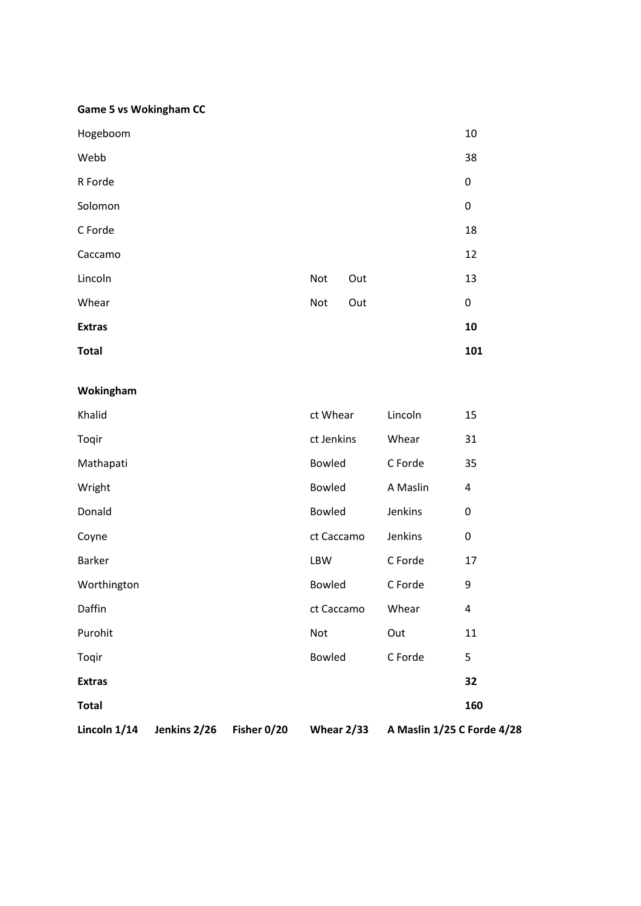**Game 5 vs Wokingham CC**

| | | | |
|---|---|---|---|
| Hogeboom | | | 10 |
| Webb | | | 38 |
| R Forde | | | 0 |
| Solomon | | | 0 |
| C Forde | | | 18 |
| Caccamo | | | 12 |
| Lincoln | Not | Out | 13 |
| Whear | Not | Out | 0 |
| **Extras** | | | **10** |
| **Total** | | | **101** |

**Wokingham**

| | | | |
|---|---|---|---|
| Khalid | ct Whear | Lincoln | 15 |
| Toqir | ct Jenkins | Whear | 31 |
| Mathapati | Bowled | C Forde | 35 |
| Wright | Bowled | A Maslin | 4 |
| Donald | Bowled | Jenkins | 0 |
| Coyne | ct Caccamo | Jenkins | 0 |
| Barker | LBW | C Forde | 17 |
| Worthington | Bowled | C Forde | 9 |
| Daffin | ct Caccamo | Whear | 4 |
| Purohit | Not | Out | 11 |
| Toqir | Bowled | C Forde | 5 |
| **Extras** | | | **32** |
| **Total** | | | **160** |

**Lincoln 1/14 Jenkins 2/26 Fisher 0/20 Whear 2/33 A Maslin 1/25 C Forde 4/28**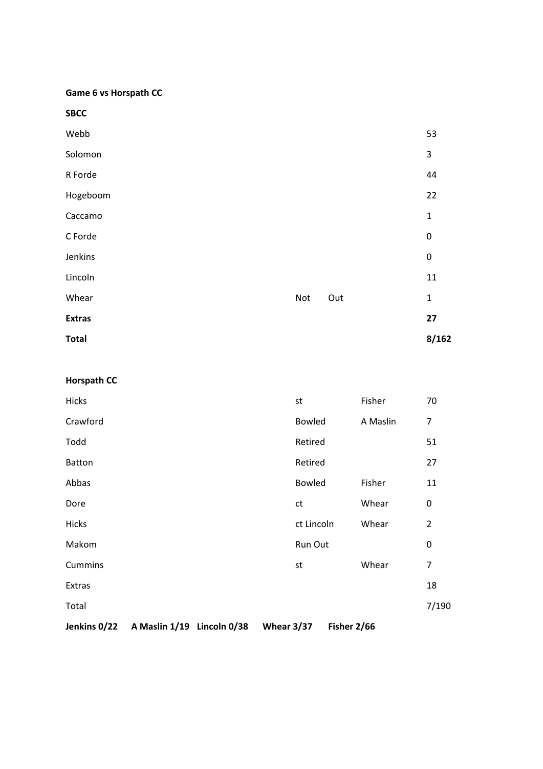**Game 6 vs Horspath CC**

**SBCC**

| | | | |
|---|---|---|---|
| Webb | | | 53 |
| Solomon | | | 3 |
| R Forde | | | 44 |
| Hogeboom | | | 22 |
| Caccamo | | | 1 |
| C Forde | | | 0 |
| Jenkins | | | 0 |
| Lincoln | | | 11 |
| Whear | Not | Out | 1 |
| **Extras** | | | **27** |
| **Total** | | | **8/162** |

**Horspath CC**

| | | | |
|---|---|---|---|
| Hicks | st | Fisher | 70 |
| Crawford | Bowled | A Maslin | 7 |
| Todd | Retired | | 51 |
| Batton | Retired | | 27 |
| Abbas | Bowled | Fisher | 11 |
| Dore | ct | Whear | 0 |
| Hicks | ct Lincoln | Whear | 2 |
| Makom | Run Out | | 0 |
| Cummins | st | Whear | 7 |
| Extras | | | 18 |
| Total | | | 7/190 |

**Jenkins 0/22 A Maslin 1/19 Lincoln 0/38 Whear 3/37 Fisher 2/66**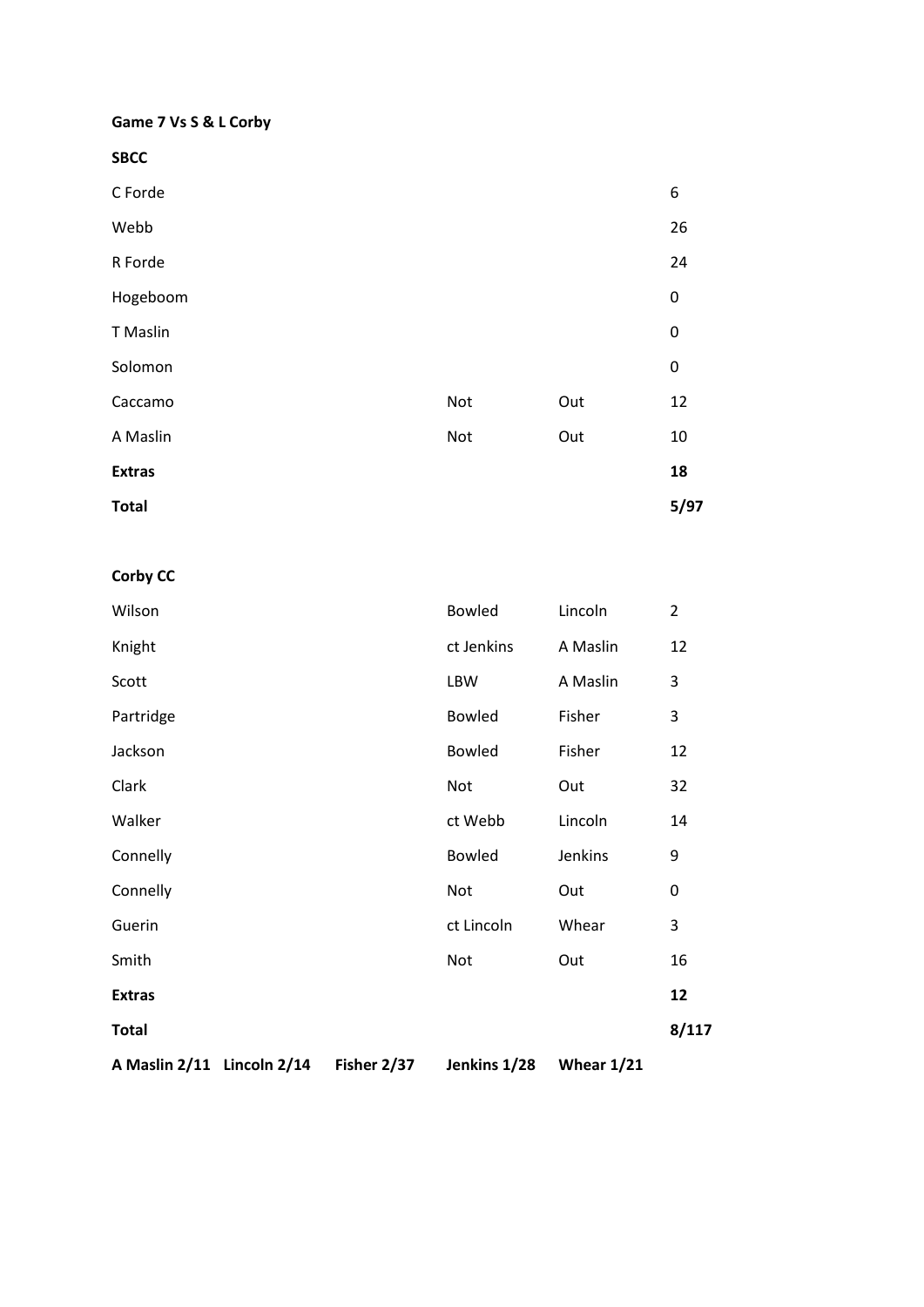**Game 7 Vs S & L Corby**

**SBCC**

| | | | |
|---|---|---|---|
| C Forde | | | 6 |
| Webb | | | 26 |
| R Forde | | | 24 |
| Hogeboom | | | 0 |
| T Maslin | | | 0 |
| Solomon | | | 0 |
| Caccamo | Not | Out | 12 |
| A Maslin | Not | Out | 10 |
| **Extras** | | | **18** |
| **Total** | | | **5/97** |

**Corby CC**

| | | | |
|---|---|---|---|
| Wilson | Bowled | Lincoln | 2 |
| Knight | ct Jenkins | A Maslin | 12 |
| Scott | LBW | A Maslin | 3 |
| Partridge | Bowled | Fisher | 3 |
| Jackson | Bowled | Fisher | 12 |
| Clark | Not | Out | 32 |
| Walker | ct Webb | Lincoln | 14 |
| Connelly | Bowled | Jenkins | 9 |
| Connelly | Not | Out | 0 |
| Guerin | ct Lincoln | Whear | 3 |
| Smith | Not | Out | 16 |
| **Extras** | | | **12** |
| **Total** | | | **8/117** |

**A Maslin 2/11 Lincoln 2/14 Fisher 2/37 Jenkins 1/28 Whear 1/21**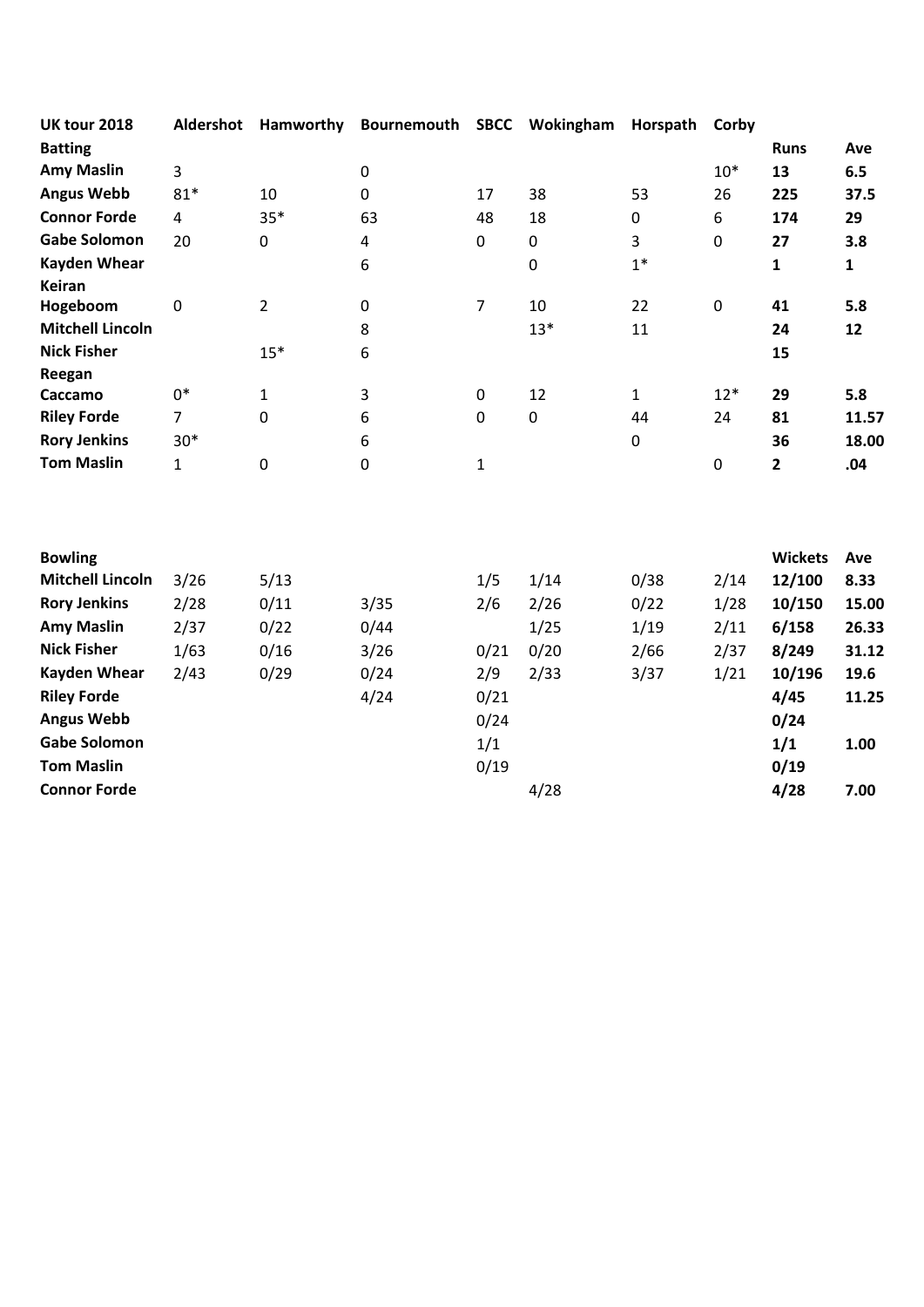| UK tour 2018 | Aldershot | Hamworthy | Bournemouth | SBCC | Wokingham | Horspath | Corby | | |
|---|---|---|---|---|---|---|---|---|---|
| **Batting** | | | | | | | | **Runs** | **Ave** |
| **Amy Maslin** | 3 | | 0 | | | | 10* | **13** | **6.5** |
| **Angus Webb** | 81* | 10 | 0 | 17 | 38 | 53 | 26 | **225** | **37.5** |
| **Connor Forde** | 4 | 35* | 63 | 48 | 18 | 0 | 6 | **174** | **29** |
| **Gabe Solomon** | 20 | 0 | 4 | 0 | 0 | 3 | 0 | **27** | **3.8** |
| **Kayden Whear** | | | 6 | | 0 | 1* | | **1** | **1** |
| **Keiran Hogeboom** | 0 | 2 | 0 | 7 | 10 | 22 | 0 | **41** | **5.8** |
| **Mitchell Lincoln** | | | 8 | | 13* | 11 | | **24** | **12** |
| **Nick Fisher** | | 15* | 6 | | | | | **15** | |
| **Reegan Caccamo** | 0* | 1 | 3 | 0 | 12 | 1 | 12* | **29** | **5.8** |
| **Riley Forde** | 7 | 0 | 6 | 0 | 0 | 44 | 24 | **81** | **11.57** |
| **Rory Jenkins** | 30* | | 6 | | | 0 | | **36** | **18.00** |
| **Tom Maslin** | 1 | 0 | 0 | 1 | | | 0 | **2** | **.04** |

| **Bowling** | | | | | | | | **Wickets** | **Ave** |
|---|---|---|---|---|---|---|---|---|---|
| **Mitchell Lincoln** | 3/26 | 5/13 | | 1/5 | 1/14 | 0/38 | 2/14 | **12/100** | **8.33** |
| **Rory Jenkins** | 2/28 | 0/11 | 3/35 | 2/6 | 2/26 | 0/22 | 1/28 | **10/150** | **15.00** |
| **Amy Maslin** | 2/37 | 0/22 | 0/44 | | 1/25 | 1/19 | 2/11 | **6/158** | **26.33** |
| **Nick Fisher** | 1/63 | 0/16 | 3/26 | 0/21 | 0/20 | 2/66 | 2/37 | **8/249** | **31.12** |
| **Kayden Whear** | 2/43 | 0/29 | 0/24 | 2/9 | 2/33 | 3/37 | 1/21 | **10/196** | **19.6** |
| **Riley Forde** | | | 4/24 | 0/21 | | | | **4/45** | **11.25** |
| **Angus Webb** | | | | 0/24 | | | | **0/24** | |
| **Gabe Solomon** | | | | 1/1 | | | | **1/1** | **1.00** |
| **Tom Maslin** | | | | 0/19 | | | | **0/19** | |
| **Connor Forde** | | | | | 4/28 | | | **4/28** | **7.00** |